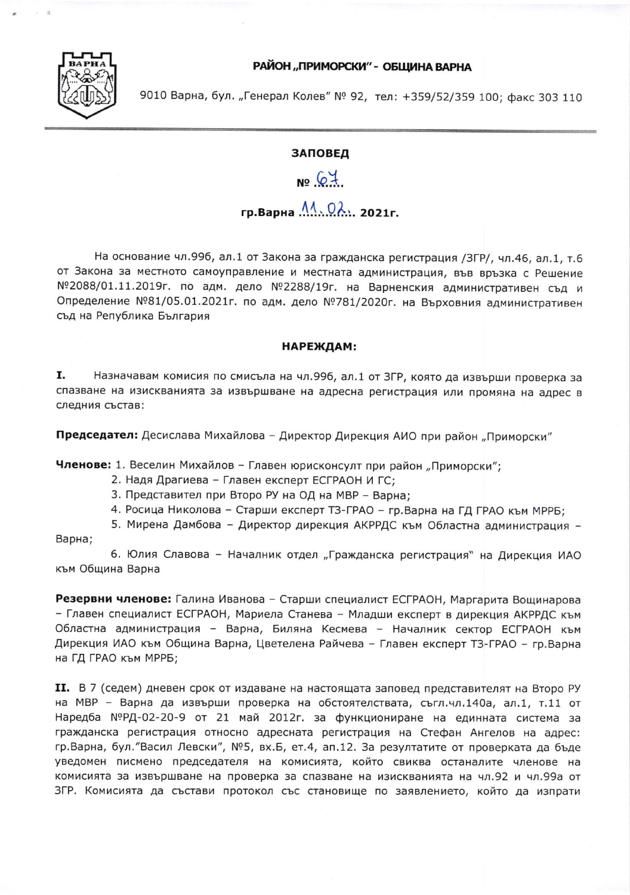**РАЙОН „ПРИМОРСКИ" - ОБЩИНА ВАРНА**

9010 Варна, бул. „Генерал Колев" № 92, тел: +359/52/359 100; факс 303 110

## ЗАПОВЕД

**№ 67**

**гр.Варна 11.02. 2021г.**

На основание чл.99б, ал.1 от Закона за гражданска регистрация /ЗГР/, чл.46, ал.1, т.6 от Закона за местното самоуправление и местната администрация, във връзка с Решение №2088/01.11.2019г. по адм. дело №2288/19г. на Варненския административен съд и Определение №81/05.01.2021г. по адм. дело №781/2020г. на Върховния административен съд на Република България

**НАРЕЖДАМ:**

**I.** Назначавам комисия по смисъла на чл.99б, ал.1 от ЗГР, която да извърши проверка за спазване на изискванията за извършване на адресна регистрация или промяна на адрес в следния състав:

**Председател:** Десислава Михайлова – Директор Дирекция АИО при район „Приморски"

**Членове:** 1. Веселин Михайлов – Главен юрисконсулт при район „Приморски";

2. Надя Драгиева – Главен експерт ЕСГРАОН И ГС;

3. Представител при Второ РУ на ОД на МВР – Варна;

4. Росица Николова – Старши експерт ТЗ-ГРАО – гр.Варна на ГД ГРАО към МРРБ;

5. Мирена Дамбова – Директор дирекция АКРРДС към Областна администрация – Варна;

6. Юлия Славова – Началник отдел „Гражданска регистрация" на Дирекция ИАО към Община Варна

**Резервни членове:** Галина Иванова – Старши специалист ЕСГРАОН, Маргарита Вощинарова – Главен специалист ЕСГРАОН, Мариела Станева – Младши експерт в дирекция АКРРДС към Областна администрация – Варна, Биляна Кесмева – Началник сектор ЕСГРАОН към Дирекция ИАО към Община Варна, Цветелена Райчева – Главен експерт ТЗ-ГРАО – гр.Варна на ГД ГРАО към МРРБ;

**II.** В 7 (седем) дневен срок от издаване на настоящата заповед представителят на Второ РУ на МВР – Варна да извърши проверка на обстоятелствата, съгл.чл.140а, ал.1, т.11 от Наредба №РД-02-20-9 от 21 май 2012г. за функциониране на единната система за гражданска регистрация относно адресната регистрация на Стефан Ангелов на адрес: гр.Варна, бул."Васил Левски", №5, вх.Б, ет.4, ап.12. За резултатите от проверката да бъде уведомен писмено председателя на комисията, който свиква останалите членове на комисията за извършване на проверка за спазване на изискванията на чл.92 и чл.99а от ЗГР. Комисията да състави протокол със становище по заявлението, който да изпрати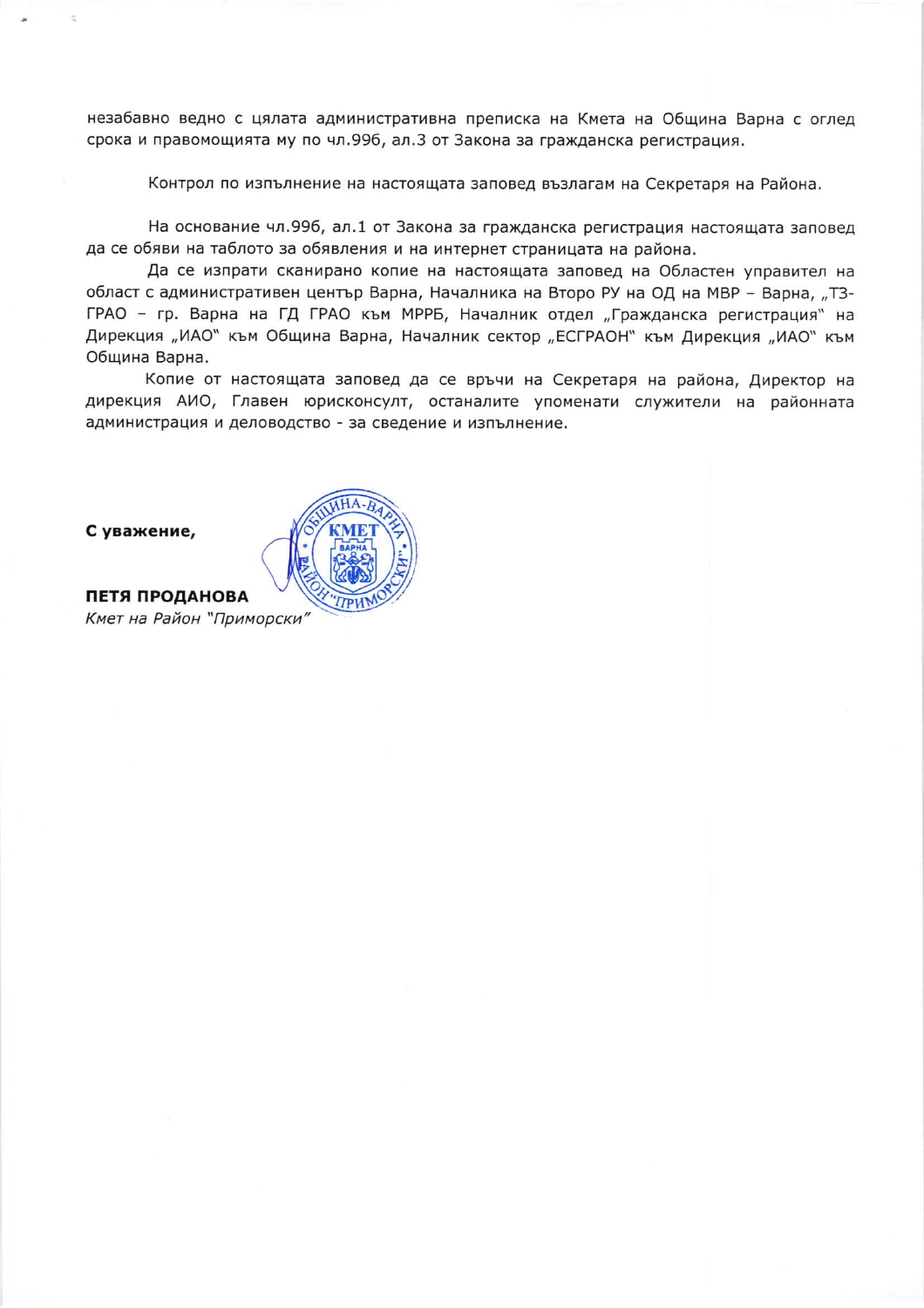незабавно ведно с цялата административна преписка на Кмета на Община Варна с оглед срока и правомощията му по чл.99б, ал.3 от Закона за гражданска регистрация.

Контрол по изпълнение на настоящата заповед възлагам на Секретаря на Района.

На основание чл.99б, ал.1 от Закона за гражданска регистрация настоящата заповед да се обяви на таблото за обявления и на интернет страницата на района.

Да се изпрати сканирано копие на настоящата заповед на Областен управител на област с административен център Варна, Началника на Второ РУ на ОД на МВР – Варна, „ТЗ-ГРАО – гр. Варна на ГД ГРАО към МРРБ, Началник отдел „Гражданска регистрация" на Дирекция „ИАО" към Община Варна, Началник сектор „ЕСГРАОН" към Дирекция „ИАО" към Община Варна.

Копие от настоящата заповед да се връчи на Секретаря на района, Директор на дирекция АИО, Главен юрисконсулт, останалите упоменати служители на районната администрация и деловодство - за сведение и изпълнение.

**С уважение,**

**ПЕТЯ ПРОДАНОВА**
*Кмет на Район "Приморски"*